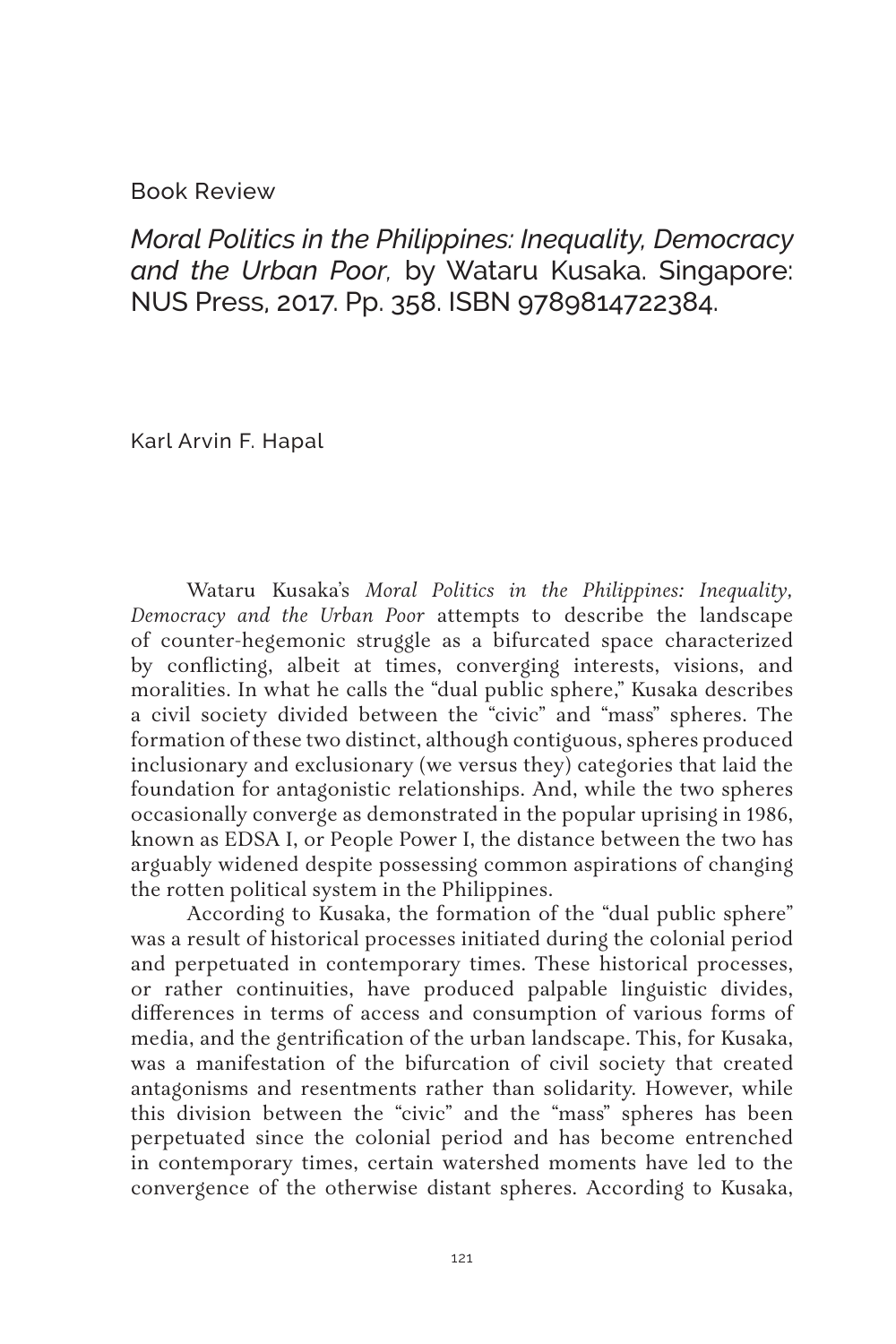Book Review

# *Moral Politics in the Philippines: Inequality, Democracy and the Urban Poor,* by Wataru Kusaka. Singapore: NUS Press, 2017. Pp. 358. ISBN 9789814722384.

Karl Arvin F. Hapal

Wataru Kusaka's *Moral Politics in the Philippines: Inequality, Democracy and the Urban Poor* attempts to describe the landscape of counter-hegemonic struggle as a bifurcated space characterized by conflicting, albeit at times, converging interests, visions, and moralities. In what he calls the "dual public sphere," Kusaka describes a civil society divided between the "civic" and "mass" spheres. The formation of these two distinct, although contiguous, spheres produced inclusionary and exclusionary (we versus they) categories that laid the foundation for antagonistic relationships. And, while the two spheres occasionally converge as demonstrated in the popular uprising in 1986, known as EDSA I, or People Power I, the distance between the two has arguably widened despite possessing common aspirations of changing the rotten political system in the Philippines.

According to Kusaka, the formation of the "dual public sphere" was a result of historical processes initiated during the colonial period and perpetuated in contemporary times. These historical processes, or rather continuities, have produced palpable linguistic divides, differences in terms of access and consumption of various forms of media, and the gentrification of the urban landscape. This, for Kusaka, was a manifestation of the bifurcation of civil society that created antagonisms and resentments rather than solidarity. However, while this division between the "civic" and the "mass" spheres has been perpetuated since the colonial period and has become entrenched in contemporary times, certain watershed moments have led to the convergence of the otherwise distant spheres. According to Kusaka,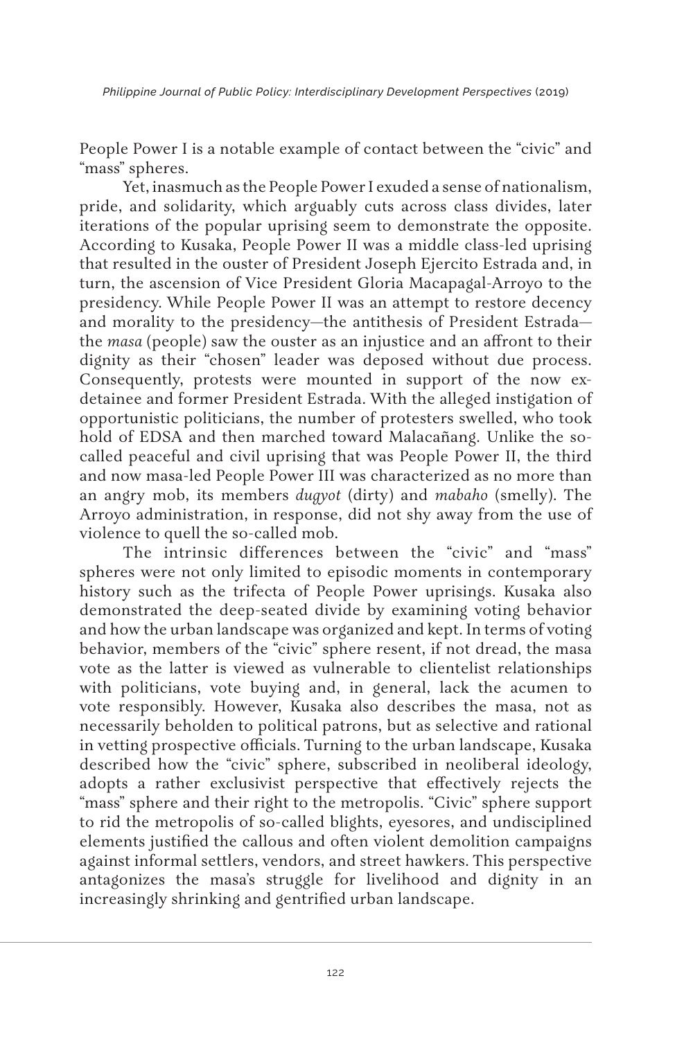People Power I is a notable example of contact between the "civic" and "mass" spheres.

Yet, inasmuch as the People Power I exuded a sense of nationalism, pride, and solidarity, which arguably cuts across class divides, later iterations of the popular uprising seem to demonstrate the opposite. According to Kusaka, People Power II was a middle class-led uprising that resulted in the ouster of President Joseph Ejercito Estrada and, in turn, the ascension of Vice President Gloria Macapagal-Arroyo to the presidency. While People Power II was an attempt to restore decency and morality to the presidency—the antithesis of President Estrada—the *masa* (people) saw the ouster as an injustice and an affront to their dignity as their "chosen" leader was deposed without due process. Consequently, protests were mounted in support of the now ex-detainee and former President Estrada. With the alleged instigation of opportunistic politicians, the number of protesters swelled, who took hold of EDSA and then marched toward Malacañang. Unlike the so-called peaceful and civil uprising that was People Power II, the third and now masa-led People Power III was characterized as no more than an angry mob, its members *dugyot* (dirty) and *mabaho* (smelly). The Arroyo administration, in response, did not shy away from the use of violence to quell the so-called mob.

The intrinsic differences between the "civic" and "mass" spheres were not only limited to episodic moments in contemporary history such as the trifecta of People Power uprisings. Kusaka also demonstrated the deep-seated divide by examining voting behavior and how the urban landscape was organized and kept. In terms of voting behavior, members of the "civic" sphere resent, if not dread, the masa vote as the latter is viewed as vulnerable to clientelist relationships with politicians, vote buying and, in general, lack the acumen to vote responsibly. However, Kusaka also describes the masa, not as necessarily beholden to political patrons, but as selective and rational in vetting prospective officials. Turning to the urban landscape, Kusaka described how the "civic" sphere, subscribed in neoliberal ideology, adopts a rather exclusivist perspective that effectively rejects the "mass" sphere and their right to the metropolis. "Civic" sphere support to rid the metropolis of so-called blights, eyesores, and undisciplined elements justified the callous and often violent demolition campaigns against informal settlers, vendors, and street hawkers. This perspective antagonizes the masa's struggle for livelihood and dignity in an increasingly shrinking and gentrified urban landscape.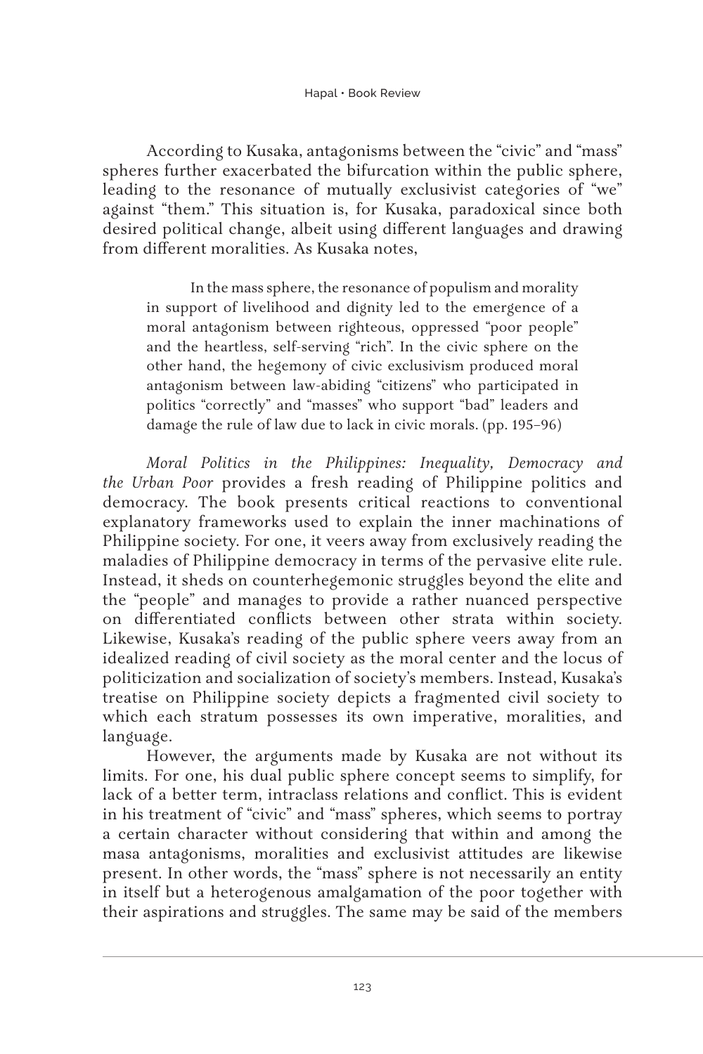According to Kusaka, antagonisms between the "civic" and "mass" spheres further exacerbated the bifurcation within the public sphere, leading to the resonance of mutually exclusivist categories of "we" against "them." This situation is, for Kusaka, paradoxical since both desired political change, albeit using different languages and drawing from different moralities. As Kusaka notes,

> In the mass sphere, the resonance of populism and morality in support of livelihood and dignity led to the emergence of a moral antagonism between righteous, oppressed "poor people" and the heartless, self-serving "rich". In the civic sphere on the other hand, the hegemony of civic exclusivism produced moral antagonism between law-abiding "citizens" who participated in politics "correctly" and "masses" who support "bad" leaders and damage the rule of law due to lack in civic morals. (pp. 195–96)

*Moral Politics in the Philippines: Inequality, Democracy and the Urban Poor* provides a fresh reading of Philippine politics and democracy. The book presents critical reactions to conventional explanatory frameworks used to explain the inner machinations of Philippine society. For one, it veers away from exclusively reading the maladies of Philippine democracy in terms of the pervasive elite rule. Instead, it sheds on counterhegemonic struggles beyond the elite and the "people" and manages to provide a rather nuanced perspective on differentiated conflicts between other strata within society. Likewise, Kusaka's reading of the public sphere veers away from an idealized reading of civil society as the moral center and the locus of politicization and socialization of society's members. Instead, Kusaka's treatise on Philippine society depicts a fragmented civil society to which each stratum possesses its own imperative, moralities, and language.

However, the arguments made by Kusaka are not without its limits. For one, his dual public sphere concept seems to simplify, for lack of a better term, intraclass relations and conflict. This is evident in his treatment of "civic" and "mass" spheres, which seems to portray a certain character without considering that within and among the masa antagonisms, moralities and exclusivist attitudes are likewise present. In other words, the "mass" sphere is not necessarily an entity in itself but a heterogenous amalgamation of the poor together with their aspirations and struggles. The same may be said of the members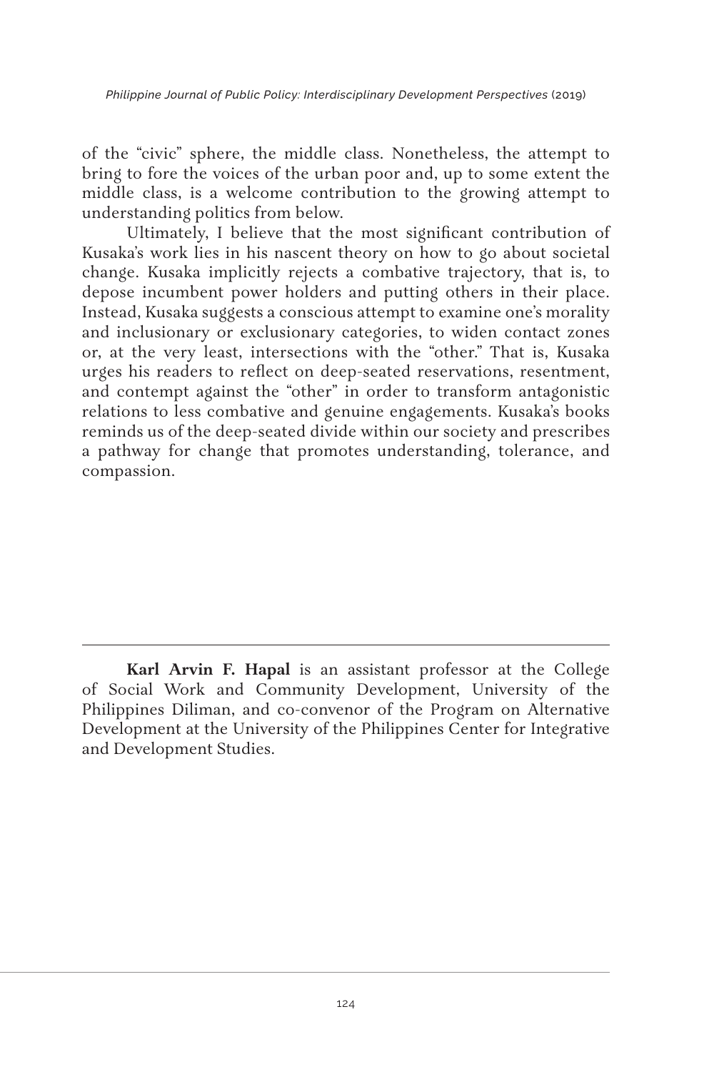of the "civic" sphere, the middle class. Nonetheless, the attempt to bring to fore the voices of the urban poor and, up to some extent the middle class, is a welcome contribution to the growing attempt to understanding politics from below.

Ultimately, I believe that the most significant contribution of Kusaka's work lies in his nascent theory on how to go about societal change. Kusaka implicitly rejects a combative trajectory, that is, to depose incumbent power holders and putting others in their place. Instead, Kusaka suggests a conscious attempt to examine one's morality and inclusionary or exclusionary categories, to widen contact zones or, at the very least, intersections with the "other." That is, Kusaka urges his readers to reflect on deep-seated reservations, resentment, and contempt against the "other" in order to transform antagonistic relations to less combative and genuine engagements. Kusaka's books reminds us of the deep-seated divide within our society and prescribes a pathway for change that promotes understanding, tolerance, and compassion.

---

**Karl Arvin F. Hapal** is an assistant professor at the College of Social Work and Community Development, University of the Philippines Diliman, and co-convenor of the Program on Alternative Development at the University of the Philippines Center for Integrative and Development Studies.